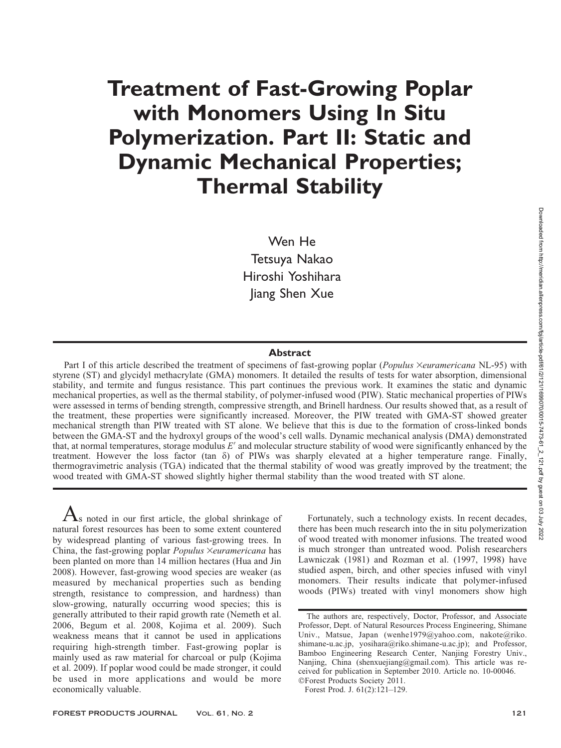# Treatment of Fast-Growing Poplar with Monomers Using In Situ Polymerization. Part II: Static and Dynamic Mechanical Properties; Thermal Stability

Wen He
Tetsuya Nakao
Hiroshi Yoshihara
Jiang Shen Xue

## Abstract

Part I of this article described the treatment of specimens of fast-growing poplar (*Populus* ×*euramericana* NL-95) with styrene (ST) and glycidyl methacrylate (GMA) monomers. It detailed the results of tests for water absorption, dimensional stability, and termite and fungus resistance. This part continues the previous work. It examines the static and dynamic mechanical properties, as well as the thermal stability, of polymer-infused wood (PIW). Static mechanical properties of PIWs were assessed in terms of bending strength, compressive strength, and Brinell hardness. Our results showed that, as a result of the treatment, these properties were significantly increased. Moreover, the PIW treated with GMA-ST showed greater mechanical strength than PIW treated with ST alone. We believe that this is due to the formation of cross-linked bonds between the GMA-ST and the hydroxyl groups of the wood's cell walls. Dynamic mechanical analysis (DMA) demonstrated that, at normal temperatures, storage modulus $E'$ and molecular structure stability of wood were significantly enhanced by the treatment. However the loss factor (tan $\delta$) of PIWs was sharply elevated at a higher temperature range. Finally, thermogravimetric analysis (TGA) indicated that the thermal stability of wood was greatly improved by the treatment; the wood treated with GMA-ST showed slightly higher thermal stability than the wood treated with ST alone.

As noted in our first article, the global shrinkage of natural forest resources has been to some extent countered by widespread planting of various fast-growing trees. In China, the fast-growing poplar *Populus* ×*euramericana* has been planted on more than 14 million hectares (Hua and Jin 2008). However, fast-growing wood species are weaker (as measured by mechanical properties such as bending strength, resistance to compression, and hardness) than slow-growing, naturally occurring wood species; this is generally attributed to their rapid growth rate (Nemeth et al. 2006, Begum et al. 2008, Kojima et al. 2009). Such weakness means that it cannot be used in applications requiring high-strength timber. Fast-growing poplar is mainly used as raw material for charcoal or pulp (Kojima et al. 2009). If poplar wood could be made stronger, it could be used in more applications and would be more economically valuable.

Fortunately, such a technology exists. In recent decades, there has been much research into the in situ polymerization of wood treated with monomer infusions. The treated wood is much stronger than untreated wood. Polish researchers Lawniczak (1981) and Rozman et al. (1997, 1998) have studied aspen, birch, and other species infused with vinyl monomers. Their results indicate that polymer-infused woods (PIWs) treated with vinyl monomers show high

The authors are, respectively, Doctor, Professor, and Associate Professor, Dept. of Natural Resources Process Engineering, Shimane Univ., Matsue, Japan (wenhe1979@yahoo.com, nakote@riko.shimane-u.ac.jp, yosihara@riko.shimane-u.ac.jp); and Professor, Bamboo Engineering Research Center, Nanjing Forestry Univ., Nanjing, China (shenxuejiang@gmail.com). This article was received for publication in September 2010. Article no. 10-00046.
©Forest Products Society 2011.
Forest Prod. J. 61(2):121–129.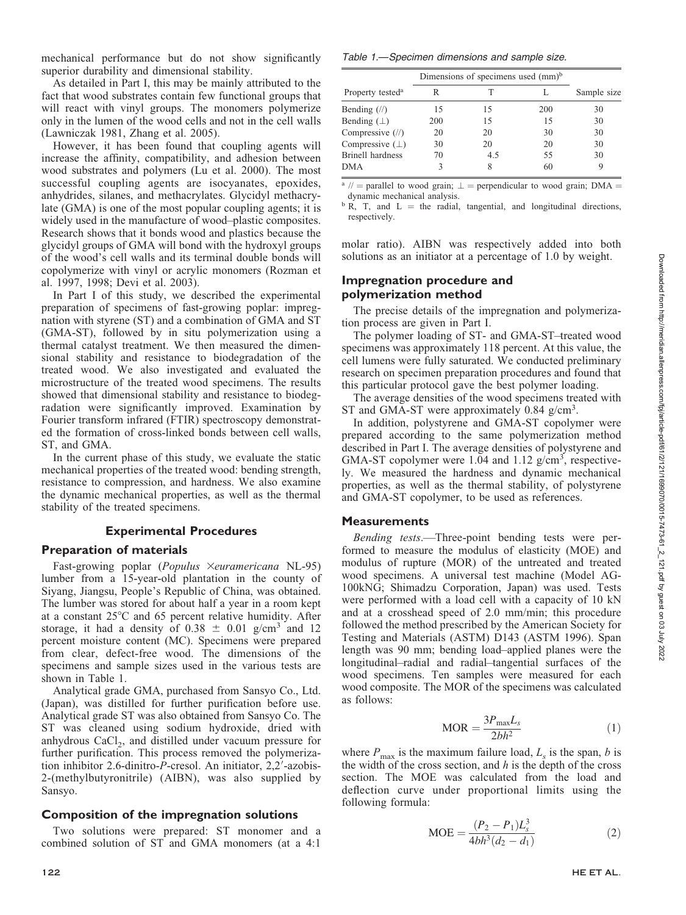mechanical performance but do not show significantly superior durability and dimensional stability.

As detailed in Part I, this may be mainly attributed to the fact that wood substrates contain few functional groups that will react with vinyl groups. The monomers polymerize only in the lumen of the wood cells and not in the cell walls (Lawniczak 1981, Zhang et al. 2005).

However, it has been found that coupling agents will increase the affinity, compatibility, and adhesion between wood substrates and polymers (Lu et al. 2000). The most successful coupling agents are isocyanates, epoxides, anhydrides, silanes, and methacrylates. Glycidyl methacrylate (GMA) is one of the most popular coupling agents; it is widely used in the manufacture of wood–plastic composites. Research shows that it bonds wood and plastics because the glycidyl groups of GMA will bond with the hydroxyl groups of the wood's cell walls and its terminal double bonds will copolymerize with vinyl or acrylic monomers (Rozman et al. 1997, 1998; Devi et al. 2003).

In Part I of this study, we described the experimental preparation of specimens of fast-growing poplar: impregnation with styrene (ST) and a combination of GMA and ST (GMA-ST), followed by in situ polymerization using a thermal catalyst treatment. We then measured the dimensional stability and resistance to biodegradation of the treated wood. We also investigated and evaluated the microstructure of the treated wood specimens. The results showed that dimensional stability and resistance to biodegradation were significantly improved. Examination by Fourier transform infrared (FTIR) spectroscopy demonstrated the formation of cross-linked bonds between cell walls, ST, and GMA.

In the current phase of this study, we evaluate the static mechanical properties of the treated wood: bending strength, resistance to compression, and hardness. We also examine the dynamic mechanical properties, as well as the thermal stability of the treated specimens.

## Experimental Procedures

### Preparation of materials

Fast-growing poplar (*Populus* ×*euramericana* NL-95) lumber from a 15-year-old plantation in the county of Siyang, Jiangsu, People's Republic of China, was obtained. The lumber was stored for about half a year in a room kept at a constant 25°C and 65 percent relative humidity. After storage, it had a density of 0.38 ± 0.01 g/cm$^3$ and 12 percent moisture content (MC). Specimens were prepared from clear, defect-free wood. The dimensions of the specimens and sample sizes used in the various tests are shown in Table 1.

Analytical grade GMA, purchased from Sansyo Co., Ltd. (Japan), was distilled for further purification before use. Analytical grade ST was also obtained from Sansyo Co. The ST was cleaned using sodium hydroxide, dried with anhydrous $CaCl_2$, and distilled under vacuum pressure for further purification. This process removed the polymerization inhibitor 2.6-dinitro-*P*-cresol. An initiator, 2,2′-azobis-2-(methylbutyronitrile) (AIBN), was also supplied by Sansyo.

### Composition of the impregnation solutions

Two solutions were prepared: ST monomer and a combined solution of ST and GMA monomers (at a 4:1 molar ratio). AIBN was respectively added into both solutions as an initiator at a percentage of 1.0 by weight.

*Table 1.—Specimen dimensions and sample size.*

| Property tested[a] | Dimensions of specimens used (mm)[b] | | | Sample size |
|---|---|---|---|---|
| | R | T | L | |
| Bending (//) | 15 | 15 | 200 | 30 |
| Bending (⊥) | 200 | 15 | 15 | 30 |
| Compressive (//) | 20 | 20 | 30 | 30 |
| Compressive (⊥) | 30 | 20 | 20 | 30 |
| Brinell hardness | 70 | 4.5 | 55 | 30 |
| DMA | 3 | 8 | 60 | 9 |

[a] // = parallel to wood grain; ⊥ = perpendicular to wood grain; DMA = dynamic mechanical analysis.

[b] R, T, and L = the radial, tangential, and longitudinal directions, respectively.

### Impregnation procedure and polymerization method

The precise details of the impregnation and polymerization process are given in Part I.

The polymer loading of ST- and GMA-ST–treated wood specimens was approximately 118 percent. At this value, the cell lumens were fully saturated. We conducted preliminary research on specimen preparation procedures and found that this particular protocol gave the best polymer loading.

The average densities of the wood specimens treated with ST and GMA-ST were approximately 0.84 g/cm$^3$.

In addition, polystyrene and GMA-ST copolymer were prepared according to the same polymerization method described in Part I. The average densities of polystyrene and GMA-ST copolymer were 1.04 and 1.12 g/cm$^3$, respectively. We measured the hardness and dynamic mechanical properties, as well as the thermal stability, of polystyrene and GMA-ST copolymer, to be used as references.

### Measurements

*Bending tests*.—Three-point bending tests were performed to measure the modulus of elasticity (MOE) and modulus of rupture (MOR) of the untreated and treated wood specimens. A universal test machine (Model AG-100kNG; Shimadzu Corporation, Japan) was used. Tests were performed with a load cell with a capacity of 10 kN and at a crosshead speed of 2.0 mm/min; this procedure followed the method prescribed by the American Society for Testing and Materials (ASTM) D143 (ASTM 1996). Span length was 90 mm; bending load–applied planes were the longitudinal–radial and radial–tangential surfaces of the wood specimens. Ten samples were measured for each wood composite. The MOR of the specimens was calculated as follows:

$$\mathrm{MOR} = \frac{3P_{\max}L_s}{2bh^2} \tag{1}$$

where $P_{\max}$ is the maximum failure load, $L_s$ is the span, $b$ is the width of the cross section, and $h$ is the depth of the cross section. The MOE was calculated from the load and deflection curve under proportional limits using the following formula:

$$\mathrm{MOE} = \frac{(P_2 - P_1)L_s^3}{4bh^3(d_2 - d_1)} \tag{2}$$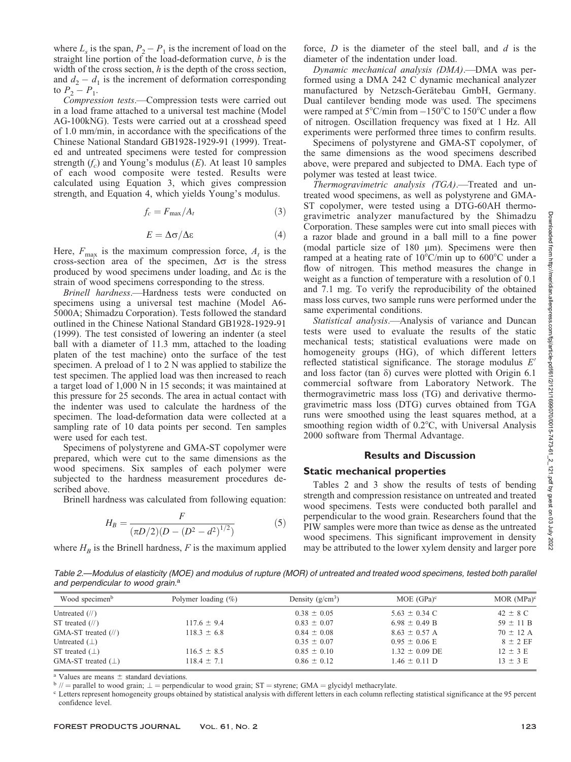where $L_s$ is the span, $P_2 - P_1$ is the increment of load on the straight line portion of the load-deformation curve, $b$ is the width of the cross section, $h$ is the depth of the cross section, and $d_2 - d_1$ is the increment of deformation corresponding to $P_2 - P_1$.

*Compression tests*.—Compression tests were carried out in a load frame attached to a universal test machine (Model AG-100kNG). Tests were carried out at a crosshead speed of 1.0 mm/min, in accordance with the specifications of the Chinese National Standard GB1928-1929-91 (1999). Treated and untreated specimens were tested for compression strength ($f_c$) and Young's modulus ($E$). At least 10 samples of each wood composite were tested. Results were calculated using Equation 3, which gives compression strength, and Equation 4, which yields Young's modulus.

$$f_c = F_{\max}/A_t \tag{3}$$

$$E = \Delta\sigma/\Delta\varepsilon \tag{4}$$

Here, $F_{\max}$ is the maximum compression force, $A_t$ is the cross-section area of the specimen, $\Delta\sigma$ is the stress produced by wood specimens under loading, and $\Delta\varepsilon$ is the strain of wood specimens corresponding to the stress.

*Brinell hardness*.—Hardness tests were conducted on specimens using a universal test machine (Model A6-5000A; Shimadzu Corporation). Tests followed the standard outlined in the Chinese National Standard GB1928-1929-91 (1999). The test consisted of lowering an indenter (a steel ball with a diameter of 11.3 mm, attached to the loading platen of the test machine) onto the surface of the test specimen. A preload of 1 to 2 N was applied to stabilize the test specimen. The applied load was then increased to reach a target load of 1,000 N in 15 seconds; it was maintained at this pressure for 25 seconds. The area in actual contact with the indenter was used to calculate the hardness of the specimen. The load-deformation data were collected at a sampling rate of 10 data points per second. Ten samples were used for each test.

Specimens of polystyrene and GMA-ST copolymer were prepared, which were cut to the same dimensions as the wood specimens. Six samples of each polymer were subjected to the hardness measurement procedures described above.

Brinell hardness was calculated from following equation:

$$H_B = \frac{F}{(\pi D/2)(D - (D^2 - d^2)^{1/2})} \tag{5}$$

where $H_B$ is the Brinell hardness, $F$ is the maximum applied force, $D$ is the diameter of the steel ball, and $d$ is the diameter of the indentation under load.

*Dynamic mechanical analysis (DMA)*.—DMA was performed using a DMA 242 C dynamic mechanical analyzer manufactured by Netzsch-Gerätebau GmbH, Germany. Dual cantilever bending mode was used. The specimens were ramped at 5°C/min from −150°C to 150°C under a flow of nitrogen. Oscillation frequency was fixed at 1 Hz. All experiments were performed three times to confirm results.

Specimens of polystyrene and GMA-ST copolymer, of the same dimensions as the wood specimens described above, were prepared and subjected to DMA. Each type of polymer was tested at least twice.

*Thermogravimetric analysis (TGA)*.—Treated and untreated wood specimens, as well as polystyrene and GMA-ST copolymer, were tested using a DTG-60AH thermogravimetric analyzer manufactured by the Shimadzu Corporation. These samples were cut into small pieces with a razor blade and ground in a ball mill to a fine power (modal particle size of 180 μm). Specimens were then ramped at a heating rate of 10°C/min up to 600°C under a flow of nitrogen. This method measures the change in weight as a function of temperature with a resolution of 0.1 and 7.1 mg. To verify the reproducibility of the obtained mass loss curves, two sample runs were performed under the same experimental conditions.

*Statistical analysis*.—Analysis of variance and Duncan tests were used to evaluate the results of the static mechanical tests; statistical evaluations were made on homogeneity groups (HG), of which different letters reflected statistical significance. The storage modulus $E'$ and loss factor (tan δ) curves were plotted with Origin 6.1 commercial software from Laboratory Network. The thermogravimetric mass loss (TG) and derivative thermogravimetric mass loss (DTG) curves obtained from TGA runs were smoothed using the least squares method, at a smoothing region width of 0.2°C, with Universal Analysis 2000 software from Thermal Advantage.

## Results and Discussion

### Static mechanical properties

Tables 2 and 3 show the results of tests of bending strength and compression resistance on untreated and treated wood specimens. Tests were conducted both parallel and perpendicular to the wood grain. Researchers found that the PIW samples were more than twice as dense as the untreated wood specimens. This significant improvement in density may be attributed to the lower xylem density and larger pore

*Table 2.—Modulus of elasticity (MOE) and modulus of rupture (MOR) of untreated and treated wood specimens, tested both parallel and perpendicular to wood grain.*[a]

| Wood specimen[b] | Polymer loading (%) | Density (g/cm³) | MOE (GPa)[c] | MOR (MPa)[c] |
|---|---|---|---|---|
| Untreated (//) | | 0.38 ± 0.05 | 5.63 ± 0.34 C | 42 ± 8 C |
| ST treated (//) | 117.6 ± 9.4 | 0.83 ± 0.07 | 6.98 ± 0.49 B | 59 ± 11 B |
| GMA-ST treated (//) | 118.3 ± 6.8 | 0.84 ± 0.08 | 8.63 ± 0.57 A | 70 ± 12 A |
| Untreated (⊥) | | 0.35 ± 0.07 | 0.95 ± 0.06 E | 8 ± 2 EF |
| ST treated (⊥) | 116.5 ± 8.5 | 0.85 ± 0.10 | 1.32 ± 0.09 DE | 12 ± 3 E |
| GMA-ST treated (⊥) | 118.4 ± 7.1 | 0.86 ± 0.12 | 1.46 ± 0.11 D | 13 ± 3 E |

[a] Values are means ± standard deviations.

[b] // = parallel to wood grain; ⊥ = perpendicular to wood grain; ST = styrene; GMA = glycidyl methacrylate.

[c] Letters represent homogeneity groups obtained by statistical analysis with different letters in each column reflecting statistical significance at the 95 percent confidence level.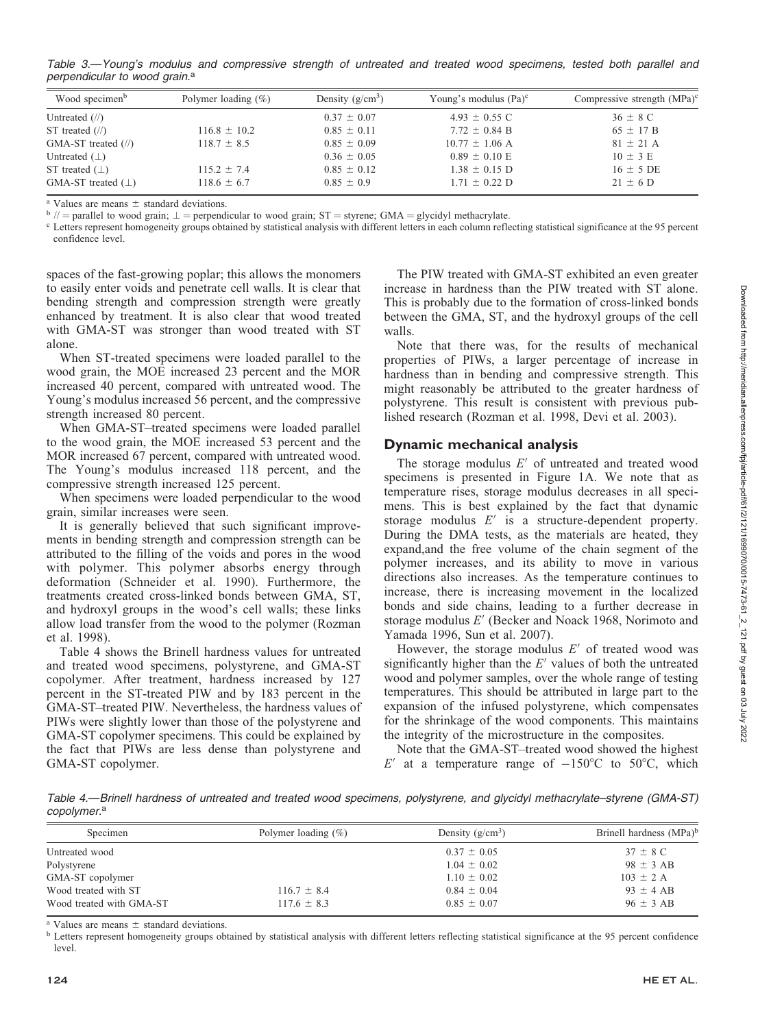Table 3.—Young's modulus and compressive strength of untreated and treated wood specimens, tested both parallel and perpendicular to wood grain.[a]

| Wood specimen[b] | Polymer loading (%) | Density (g/cm$^3$) | Young's modulus (Pa)[c] | Compressive strength (MPa)[c] |
|---|---|---|---|---|
| Untreated (//) | | 0.37 ± 0.07 | 4.93 ± 0.55 C | 36 ± 8 C |
| ST treated (//) | 116.8 ± 10.2 | 0.85 ± 0.11 | 7.72 ± 0.84 B | 65 ± 17 B |
| GMA-ST treated (//) | 118.7 ± 8.5 | 0.85 ± 0.09 | 10.77 ± 1.06 A | 81 ± 21 A |
| Untreated (⊥) | | 0.36 ± 0.05 | 0.89 ± 0.10 E | 10 ± 3 E |
| ST treated (⊥) | 115.2 ± 7.4 | 0.85 ± 0.12 | 1.38 ± 0.15 D | 16 ± 5 DE |
| GMA-ST treated (⊥) | 118.6 ± 6.7 | 0.85 ± 0.9 | 1.71 ± 0.22 D | 21 ± 6 D |

[a] Values are means ± standard deviations.
[b] // = parallel to wood grain; ⊥ = perpendicular to wood grain; ST = styrene; GMA = glycidyl methacrylate.
[c] Letters represent homogeneity groups obtained by statistical analysis with different letters in each column reflecting statistical significance at the 95 percent confidence level.

spaces of the fast-growing poplar; this allows the monomers to easily enter voids and penetrate cell walls. It is clear that bending strength and compression strength were greatly enhanced by treatment. It is also clear that wood treated with GMA-ST was stronger than wood treated with ST alone.

When ST-treated specimens were loaded parallel to the wood grain, the MOE increased 23 percent and the MOR increased 40 percent, compared with untreated wood. The Young's modulus increased 56 percent, and the compressive strength increased 80 percent.

When GMA-ST–treated specimens were loaded parallel to the wood grain, the MOE increased 53 percent and the MOR increased 67 percent, compared with untreated wood. The Young's modulus increased 118 percent, and the compressive strength increased 125 percent.

When specimens were loaded perpendicular to the wood grain, similar increases were seen.

It is generally believed that such significant improvements in bending strength and compression strength can be attributed to the filling of the voids and pores in the wood with polymer. This polymer absorbs energy through deformation (Schneider et al. 1990). Furthermore, the treatments created cross-linked bonds between GMA, ST, and hydroxyl groups in the wood's cell walls; these links allow load transfer from the wood to the polymer (Rozman et al. 1998).

Table 4 shows the Brinell hardness values for untreated and treated wood specimens, polystyrene, and GMA-ST copolymer. After treatment, hardness increased by 127 percent in the ST-treated PIW and by 183 percent in the GMA-ST–treated PIW. Nevertheless, the hardness values of PIWs were slightly lower than those of the polystyrene and GMA-ST copolymer specimens. This could be explained by the fact that PIWs are less dense than polystyrene and GMA-ST copolymer.

The PIW treated with GMA-ST exhibited an even greater increase in hardness than the PIW treated with ST alone. This is probably due to the formation of cross-linked bonds between the GMA, ST, and the hydroxyl groups of the cell walls.

Note that there was, for the results of mechanical properties of PIWs, a larger percentage of increase in hardness than in bending and compressive strength. This might reasonably be attributed to the greater hardness of polystyrene. This result is consistent with previous published research (Rozman et al. 1998, Devi et al. 2003).

## Dynamic mechanical analysis

The storage modulus $E'$ of untreated and treated wood specimens is presented in Figure 1A. We note that as temperature rises, storage modulus decreases in all specimens. This is best explained by the fact that dynamic storage modulus $E'$ is a structure-dependent property. During the DMA tests, as the materials are heated, they expand,and the free volume of the chain segment of the polymer increases, and its ability to move in various directions also increases. As the temperature continues to increase, there is increasing movement in the localized bonds and side chains, leading to a further decrease in storage modulus $E'$ (Becker and Noack 1968, Norimoto and Yamada 1996, Sun et al. 2007).

However, the storage modulus $E'$ of treated wood was significantly higher than the $E'$ values of both the untreated wood and polymer samples, over the whole range of testing temperatures. This should be attributed in large part to the expansion of the infused polystyrene, which compensates for the shrinkage of the wood components. This maintains the integrity of the microstructure in the composites.

Note that the GMA-ST–treated wood showed the highest $E'$ at a temperature range of −150°C to 50°C, which

Table 4.—Brinell hardness of untreated and treated wood specimens, polystyrene, and glycidyl methacrylate–styrene (GMA-ST) copolymer.[a]

| Specimen | Polymer loading (%) | Density (g/cm$^3$) | Brinell hardness (MPa)[b] |
|---|---|---|---|
| Untreated wood | | 0.37 ± 0.05 | 37 ± 8 C |
| Polystyrene | | 1.04 ± 0.02 | 98 ± 3 AB |
| GMA-ST copolymer | | 1.10 ± 0.02 | 103 ± 2 A |
| Wood treated with ST | 116.7 ± 8.4 | 0.84 ± 0.04 | 93 ± 4 AB |
| Wood treated with GMA-ST | 117.6 ± 8.3 | 0.85 ± 0.07 | 96 ± 3 AB |

[a] Values are means ± standard deviations.
[b] Letters represent homogeneity groups obtained by statistical analysis with different letters reflecting statistical significance at the 95 percent confidence level.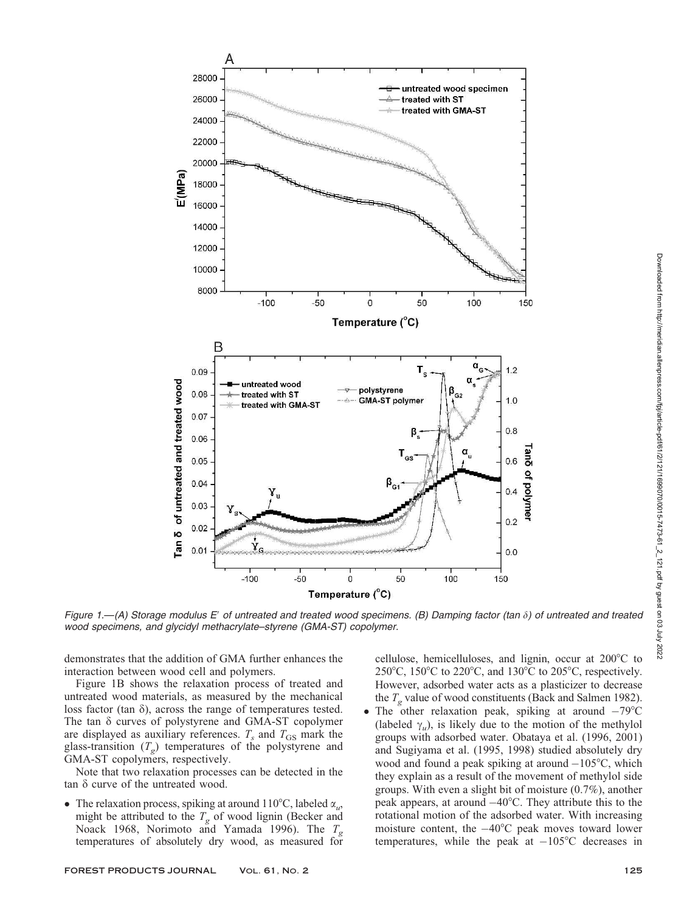Figure 1.—(A) Storage modulus $E'$ of untreated and treated wood specimens. (B) Damping factor (tan $\delta$) of untreated and treated wood specimens, and glycidyl methacrylate–styrene (GMA-ST) copolymer.

demonstrates that the addition of GMA further enhances the interaction between wood cell and polymers.

Figure 1B shows the relaxation process of treated and untreated wood materials, as measured by the mechanical loss factor (tan $\delta$), across the range of temperatures tested. The tan $\delta$ curves of polystyrene and GMA-ST copolymer are displayed as auxiliary references. $T_s$ and $T_{GS}$ mark the glass-transition ($T_g$) temperatures of the polystyrene and GMA-ST copolymers, respectively.

Note that two relaxation processes can be detected in the tan $\delta$ curve of the untreated wood.

- The relaxation process, spiking at around 110°C, labeled $\alpha_u$, might be attributed to the $T_g$ of wood lignin (Becker and Noack 1968, Norimoto and Yamada 1996). The $T_g$ temperatures of absolutely dry wood, as measured for cellulose, hemicelluloses, and lignin, occur at 200°C to 250°C, 150°C to 220°C, and 130°C to 205°C, respectively. However, adsorbed water acts as a plasticizer to decrease the $T_g$ value of wood constituents (Back and Salmen 1982).
- The other relaxation peak, spiking at around −79°C (labeled $\gamma_u$), is likely due to the motion of the methylol groups with adsorbed water. Obataya et al. (1996, 2001) and Sugiyama et al. (1995, 1998) studied absolutely dry wood and found a peak spiking at around −105°C, which they explain as a result of the movement of methylol side groups. With even a slight bit of moisture (0.7%), another peak appears, at around −40°C. They attribute this to the rotational motion of the adsorbed water. With increasing moisture content, the −40°C peak moves toward lower temperatures, while the peak at −105°C decreases in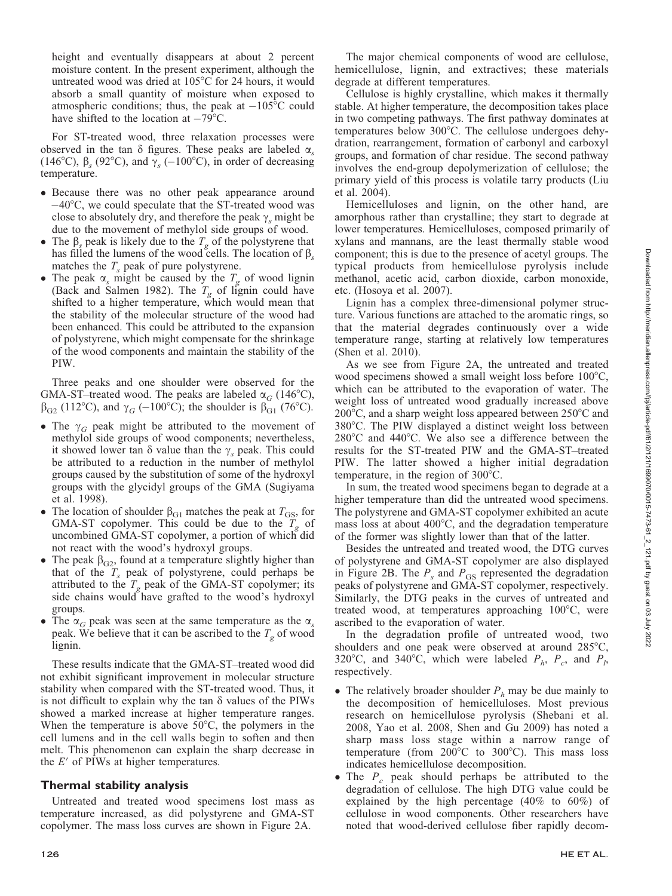height and eventually disappears at about 2 percent moisture content. In the present experiment, although the untreated wood was dried at 105°C for 24 hours, it would absorb a small quantity of moisture when exposed to atmospheric conditions; thus, the peak at −105°C could have shifted to the location at −79°C.

For ST-treated wood, three relaxation processes were observed in the tan δ figures. These peaks are labeled $\alpha_s$ (146°C), $\beta_s$ (92°C), and $\gamma_s$ (−100°C), in order of decreasing temperature.

- Because there was no other peak appearance around −40°C, we could speculate that the ST-treated wood was close to absolutely dry, and therefore the peak $\gamma_s$ might be due to the movement of methylol side groups of wood.
- The $\beta_s$ peak is likely due to the $T_g$ of the polystyrene that has filled the lumens of the wood cells. The location of $\beta_s$ matches the $T_s$ peak of pure polystyrene.
- The peak $\alpha_s$ might be caused by the $T_g$ of wood lignin (Back and Salmen 1982). The $T_g$ of lignin could have shifted to a higher temperature, which would mean that the stability of the molecular structure of the wood had been enhanced. This could be attributed to the expansion of polystyrene, which might compensate for the shrinkage of the wood components and maintain the stability of the PIW.

Three peaks and one shoulder were observed for the GMA-ST–treated wood. The peaks are labeled $\alpha_G$ (146°C), $\beta_{G2}$ (112°C), and $\gamma_G$ (−100°C); the shoulder is $\beta_{G1}$ (76°C).

- The $\gamma_G$ peak might be attributed to the movement of methylol side groups of wood components; nevertheless, it showed lower tan δ value than the $\gamma_s$ peak. This could be attributed to a reduction in the number of methylol groups caused by the substitution of some of the hydroxyl groups with the glycidyl groups of the GMA (Sugiyama et al. 1998).
- The location of shoulder $\beta_{G1}$ matches the peak at $T_{GS}$, for GMA-ST copolymer. This could be due to the $T_g$ of uncombined GMA-ST copolymer, a portion of which did not react with the wood's hydroxyl groups.
- The peak $\beta_{G2}$, found at a temperature slightly higher than that of the $T_s$ peak of polystyrene, could perhaps be attributed to the $T_g$ peak of the GMA-ST copolymer; its side chains would have grafted to the wood's hydroxyl groups.
- The $\alpha_G$ peak was seen at the same temperature as the $\alpha_s$ peak. We believe that it can be ascribed to the $T_g$ of wood lignin.

These results indicate that the GMA-ST–treated wood did not exhibit significant improvement in molecular structure stability when compared with the ST-treated wood. Thus, it is not difficult to explain why the tan δ values of the PIWs showed a marked increase at higher temperature ranges. When the temperature is above 50°C, the polymers in the cell lumens and in the cell walls begin to soften and then melt. This phenomenon can explain the sharp decrease in the $E'$ of PIWs at higher temperatures.

## Thermal stability analysis

Untreated and treated wood specimens lost mass as temperature increased, as did polystyrene and GMA-ST copolymer. The mass loss curves are shown in Figure 2A.

The major chemical components of wood are cellulose, hemicellulose, lignin, and extractives; these materials degrade at different temperatures.

Cellulose is highly crystalline, which makes it thermally stable. At higher temperature, the decomposition takes place in two competing pathways. The first pathway dominates at temperatures below 300°C. The cellulose undergoes dehydration, rearrangement, formation of carbonyl and carboxyl groups, and formation of char residue. The second pathway involves the end-group depolymerization of cellulose; the primary yield of this process is volatile tarry products (Liu et al. 2004).

Hemicelluloses and lignin, on the other hand, are amorphous rather than crystalline; they start to degrade at lower temperatures. Hemicelluloses, composed primarily of xylans and mannans, are the least thermally stable wood component; this is due to the presence of acetyl groups. The typical products from hemicellulose pyrolysis include methanol, acetic acid, carbon dioxide, carbon monoxide, etc. (Hosoya et al. 2007).

Lignin has a complex three-dimensional polymer structure. Various functions are attached to the aromatic rings, so that the material degrades continuously over a wide temperature range, starting at relatively low temperatures (Shen et al. 2010).

As we see from Figure 2A, the untreated and treated wood specimens showed a small weight loss before 100°C, which can be attributed to the evaporation of water. The weight loss of untreated wood gradually increased above 200°C, and a sharp weight loss appeared between 250°C and 380°C. The PIW displayed a distinct weight loss between 280°C and 440°C. We also see a difference between the results for the ST-treated PIW and the GMA-ST–treated PIW. The latter showed a higher initial degradation temperature, in the region of 300°C.

In sum, the treated wood specimens began to degrade at a higher temperature than did the untreated wood specimens. The polystyrene and GMA-ST copolymer exhibited an acute mass loss at about 400°C, and the degradation temperature of the former was slightly lower than that of the latter.

Besides the untreated and treated wood, the DTG curves of polystyrene and GMA-ST copolymer are also displayed in Figure 2B. The $P_s$ and $P_{GS}$ represented the degradation peaks of polystyrene and GMA-ST copolymer, respectively. Similarly, the DTG peaks in the curves of untreated and treated wood, at temperatures approaching 100°C, were ascribed to the evaporation of water.

In the degradation profile of untreated wood, two shoulders and one peak were observed at around 285°C, 320°C, and 340°C, which were labeled $P_h$, $P_c$, and $P_l$, respectively.

- The relatively broader shoulder $P_h$ may be due mainly to the decomposition of hemicelluloses. Most previous research on hemicellulose pyrolysis (Shebani et al. 2008, Yao et al. 2008, Shen and Gu 2009) has noted a sharp mass loss stage within a narrow range of temperature (from 200°C to 300°C). This mass loss indicates hemicellulose decomposition.
- The $P_c$ peak should perhaps be attributed to the degradation of cellulose. The high DTG value could be explained by the high percentage (40% to 60%) of cellulose in wood components. Other researchers have noted that wood-derived cellulose fiber rapidly decom-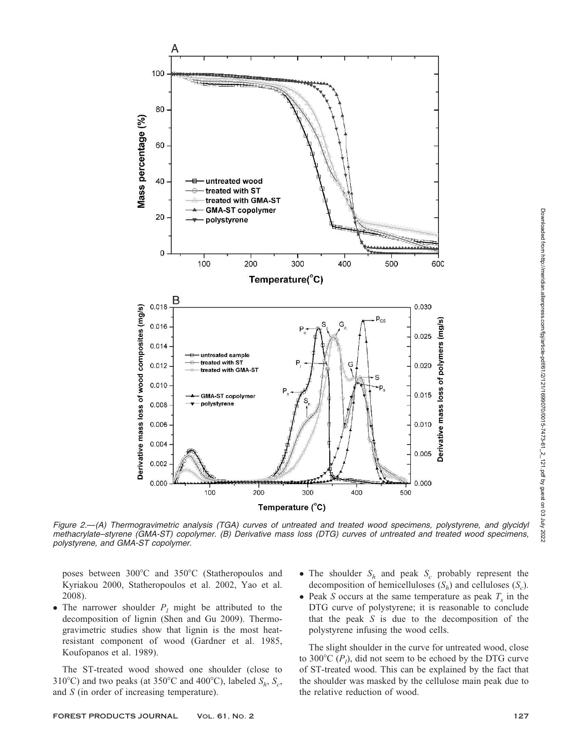Figure 2.—(A) Thermogravimetric analysis (TGA) curves of untreated and treated wood specimens, polystyrene, and glycidyl methacrylate–styrene (GMA-ST) copolymer. (B) Derivative mass loss (DTG) curves of untreated and treated wood specimens, polystyrene, and GMA-ST copolymer.

poses between 300°C and 350°C (Statheropoulos and Kyriakou 2000, Statheropoulos et al. 2002, Yao et al. 2008).

- The narrower shoulder $P_l$ might be attributed to the decomposition of lignin (Shen and Gu 2009). Thermogravimetric studies show that lignin is the most heat-resistant component of wood (Gardner et al. 1985, Koufopanos et al. 1989).

The ST-treated wood showed one shoulder (close to 310°C) and two peaks (at 350°C and 400°C), labeled $S_h$, $S_c$, and $S$ (in order of increasing temperature).

- The shoulder $S_h$ and peak $S_c$ probably represent the decomposition of hemicelluloses ($S_h$) and celluloses ($S_c$).
- Peak $S$ occurs at the same temperature as peak $T_s$ in the DTG curve of polystyrene; it is reasonable to conclude that the peak $S$ is due to the decomposition of the polystyrene infusing the wood cells.

The slight shoulder in the curve for untreated wood, close to 300°C ($P_l$), did not seem to be echoed by the DTG curve of ST-treated wood. This can be explained by the fact that the shoulder was masked by the cellulose main peak due to the relative reduction of wood.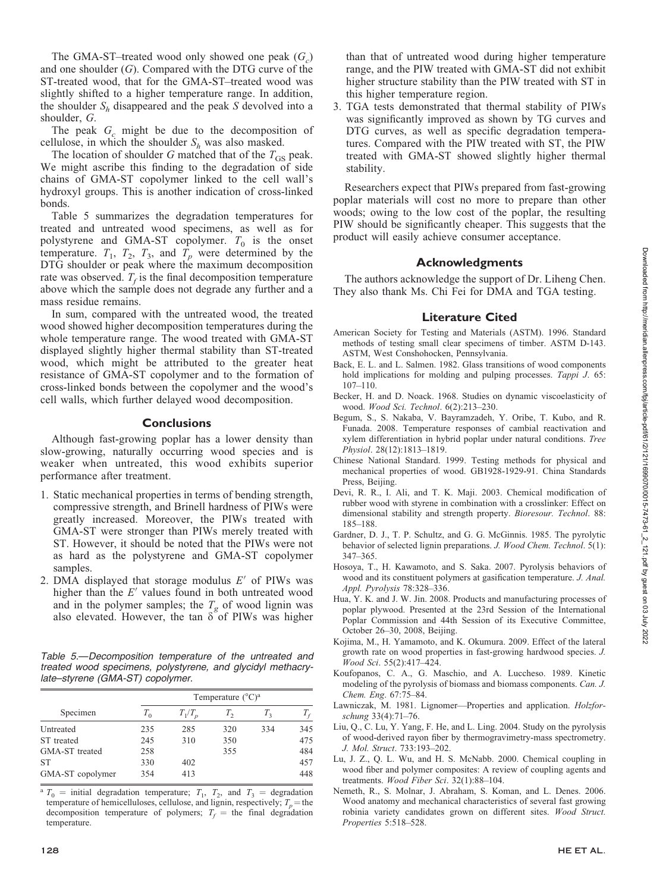The GMA-ST–treated wood only showed one peak ($G_c$) and one shoulder ($G$). Compared with the DTG curve of the ST-treated wood, that for the GMA-ST–treated wood was slightly shifted to a higher temperature range. In addition, the shoulder $S_h$ disappeared and the peak $S$ devolved into a shoulder, $G$.

The peak $G_c$ might be due to the decomposition of cellulose, in which the shoulder $S_h$ was also masked.

The location of shoulder $G$ matched that of the $T_{GS}$ peak. We might ascribe this finding to the degradation of side chains of GMA-ST copolymer linked to the cell wall's hydroxyl groups. This is another indication of cross-linked bonds.

Table 5 summarizes the degradation temperatures for treated and untreated wood specimens, as well as for polystyrene and GMA-ST copolymer. $T_0$ is the onset temperature. $T_1$, $T_2$, $T_3$, and $T_p$ were determined by the DTG shoulder or peak where the maximum decomposition rate was observed. $T_f$ is the final decomposition temperature above which the sample does not degrade any further and a mass residue remains.

In sum, compared with the untreated wood, the treated wood showed higher decomposition temperatures during the whole temperature range. The wood treated with GMA-ST displayed slightly higher thermal stability than ST-treated wood, which might be attributed to the greater heat resistance of GMA-ST copolymer and to the formation of cross-linked bonds between the copolymer and the wood's cell walls, which further delayed wood decomposition.

## Conclusions

Although fast-growing poplar has a lower density than slow-growing, naturally occurring wood species and is weaker when untreated, this wood exhibits superior performance after treatment.

1. Static mechanical properties in terms of bending strength, compressive strength, and Brinell hardness of PIWs were greatly increased. Moreover, the PIWs treated with GMA-ST were stronger than PIWs merely treated with ST. However, it should be noted that the PIWs were not as hard as the polystyrene and GMA-ST copolymer samples.
2. DMA displayed that storage modulus $E'$ of PIWs was higher than the $E'$ values found in both untreated wood and in the polymer samples; the $T_g$ of wood lignin was also elevated. However, the tan $\delta$ of PIWs was higher than that of untreated wood during higher temperature range, and the PIW treated with GMA-ST did not exhibit higher structure stability than the PIW treated with ST in this higher temperature region.
3. TGA tests demonstrated that thermal stability of PIWs was significantly improved as shown by TG curves and DTG curves, as well as specific degradation temperatures. Compared with the PIW treated with ST, the PIW treated with GMA-ST showed slightly higher thermal stability.

Researchers expect that PIWs prepared from fast-growing poplar materials will cost no more to prepare than other woods; owing to the low cost of the poplar, the resulting PIW should be significantly cheaper. This suggests that the product will easily achieve consumer acceptance.

Table 5.—Decomposition temperature of the untreated and treated wood specimens, polystyrene, and glycidyl methacrylate–styrene (GMA-ST) copolymer.

| Specimen | Temperature (°C)[a] | | | | |
|---|---|---|---|---|---|
| | $T_0$ | $T_1/T_p$ | $T_2$ | $T_3$ | $T_f$ |
| Untreated | 235 | 285 | 320 | 334 | 345 |
| ST treated | 245 | 310 | 350 | | 475 |
| GMA-ST treated | 258 | | 355 | | 484 |
| ST | 330 | 402 | | | 457 |
| GMA-ST copolymer | 354 | 413 | | | 448 |

[a] $T_0$ = initial degradation temperature; $T_1$, $T_2$, and $T_3$ = degradation temperature of hemicelluloses, cellulose, and lignin, respectively; $T_p$ = the decomposition temperature of polymers; $T_f$ = the final degradation temperature.

## Acknowledgments

The authors acknowledge the support of Dr. Liheng Chen. They also thank Ms. Chi Fei for DMA and TGA testing.

## Literature Cited

American Society for Testing and Materials (ASTM). 1996. Standard methods of testing small clear specimens of timber. ASTM D-143. ASTM, West Conshohocken, Pennsylvania.

Back, E. L. and L. Salmen. 1982. Glass transitions of wood components hold implications for molding and pulping processes. *Tappi J*. 65: 107–110.

Becker, H. and D. Noack. 1968. Studies on dynamic viscoelasticity of wood. *Wood Sci. Technol*. 6(2):213–230.

Begum, S., S. Nakaba, V. Bayramzadeh, Y. Oribe, T. Kubo, and R. Funada. 2008. Temperature responses of cambial reactivation and xylem differentiation in hybrid poplar under natural conditions. *Tree Physiol*. 28(12):1813–1819.

Chinese National Standard. 1999. Testing methods for physical and mechanical properties of wood. GB1928-1929-91. China Standards Press, Beijing.

Devi, R. R., I. Ali, and T. K. Maji. 2003. Chemical modification of rubber wood with styrene in combination with a crosslinker: Effect on dimensional stability and strength property. *Bioresour. Technol*. 88: 185–188.

Gardner, D. J., T. P. Schultz, and G. G. McGinnis. 1985. The pyrolytic behavior of selected lignin preparations. *J. Wood Chem. Technol*. 5(1): 347–365.

Hosoya, T., H. Kawamoto, and S. Saka. 2007. Pyrolysis behaviors of wood and its constituent polymers at gasification temperature. *J. Anal. Appl. Pyrolysis* 78:328–336.

Hua, Y. K. and J. W. Jin. 2008. Products and manufacturing processes of poplar plywood. Presented at the 23rd Session of the International Poplar Commission and 44th Session of its Executive Committee, October 26–30, 2008, Beijing.

Kojima, M., H. Yamamoto, and K. Okumura. 2009. Effect of the lateral growth rate on wood properties in fast-growing hardwood species. *J. Wood Sci*. 55(2):417–424.

Koufopanos, C. A., G. Maschio, and A. Luccheso. 1989. Kinetic modeling of the pyrolysis of biomass and biomass components. *Can. J. Chem. Eng*. 67:75–84.

Lawniczak, M. 1981. Lignomer—Properties and application. *Holzforschung* 33(4):71–76.

Liu, Q., C. Lu, Y. Yang, F. He, and L. Ling. 2004. Study on the pyrolysis of wood-derived rayon fiber by thermogravimetry-mass spectrometry. *J. Mol. Struct*. 733:193–202.

Lu, J. Z., Q. L. Wu, and H. S. McNabb. 2000. Chemical coupling in wood fiber and polymer composites: A review of coupling agents and treatments. *Wood Fiber Sci*. 32(1):88–104.

Nemeth, R., S. Molnar, J. Abraham, S. Koman, and L. Denes. 2006. Wood anatomy and mechanical characteristics of several fast growing robinia variety candidates grown on different sites. *Wood Struct. Properties* 5:518–528.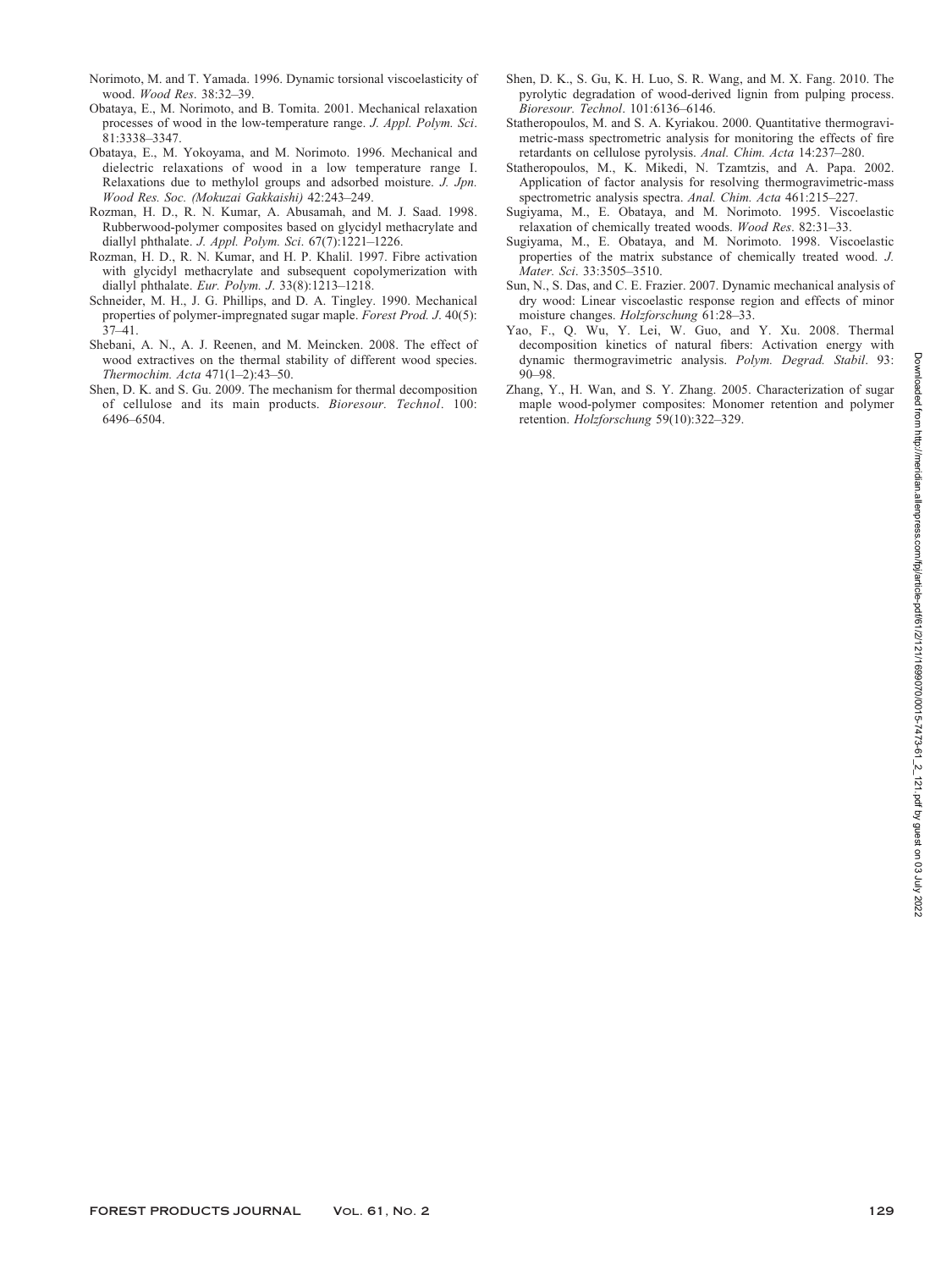Norimoto, M. and T. Yamada. 1996. Dynamic torsional viscoelasticity of wood. *Wood Res*. 38:32–39.

Obataya, E., M. Norimoto, and B. Tomita. 2001. Mechanical relaxation processes of wood in the low-temperature range. *J. Appl. Polym. Sci*. 81:3338–3347.

Obataya, E., M. Yokoyama, and M. Norimoto. 1996. Mechanical and dielectric relaxations of wood in a low temperature range I. Relaxations due to methylol groups and adsorbed moisture. *J. Jpn. Wood Res. Soc. (Mokuzai Gakkaishi)* 42:243–249.

Rozman, H. D., R. N. Kumar, A. Abusamah, and M. J. Saad. 1998. Rubberwood-polymer composites based on glycidyl methacrylate and diallyl phthalate. *J. Appl. Polym. Sci*. 67(7):1221–1226.

Rozman, H. D., R. N. Kumar, and H. P. Khalil. 1997. Fibre activation with glycidyl methacrylate and subsequent copolymerization with diallyl phthalate. *Eur. Polym. J*. 33(8):1213–1218.

Schneider, M. H., J. G. Phillips, and D. A. Tingley. 1990. Mechanical properties of polymer-impregnated sugar maple. *Forest Prod. J*. 40(5): 37–41.

Shebani, A. N., A. J. Reenen, and M. Meincken. 2008. The effect of wood extractives on the thermal stability of different wood species. *Thermochim. Acta* 471(1–2):43–50.

Shen, D. K. and S. Gu. 2009. The mechanism for thermal decomposition of cellulose and its main products. *Bioresour. Technol*. 100: 6496–6504.

Shen, D. K., S. Gu, K. H. Luo, S. R. Wang, and M. X. Fang. 2010. The pyrolytic degradation of wood-derived lignin from pulping process. *Bioresour. Technol*. 101:6136–6146.

Statheropoulos, M. and S. A. Kyriakou. 2000. Quantitative thermogravimetric-mass spectrometric analysis for monitoring the effects of fire retardants on cellulose pyrolysis. *Anal. Chim. Acta* 14:237–280.

Statheropoulos, M., K. Mikedi, N. Tzamtzis, and A. Papa. 2002. Application of factor analysis for resolving thermogravimetric-mass spectrometric analysis spectra. *Anal. Chim. Acta* 461:215–227.

Sugiyama, M., E. Obataya, and M. Norimoto. 1995. Viscoelastic relaxation of chemically treated woods. *Wood Res*. 82:31–33.

Sugiyama, M., E. Obataya, and M. Norimoto. 1998. Viscoelastic properties of the matrix substance of chemically treated wood. *J. Mater. Sci*. 33:3505–3510.

Sun, N., S. Das, and C. E. Frazier. 2007. Dynamic mechanical analysis of dry wood: Linear viscoelastic response region and effects of minor moisture changes. *Holzforschung* 61:28–33.

Yao, F., Q. Wu, Y. Lei, W. Guo, and Y. Xu. 2008. Thermal decomposition kinetics of natural fibers: Activation energy with dynamic thermogravimetric analysis. *Polym. Degrad. Stabil*. 93: 90–98.

Zhang, Y., H. Wan, and S. Y. Zhang. 2005. Characterization of sugar maple wood-polymer composites: Monomer retention and polymer retention. *Holzforschung* 59(10):322–329.